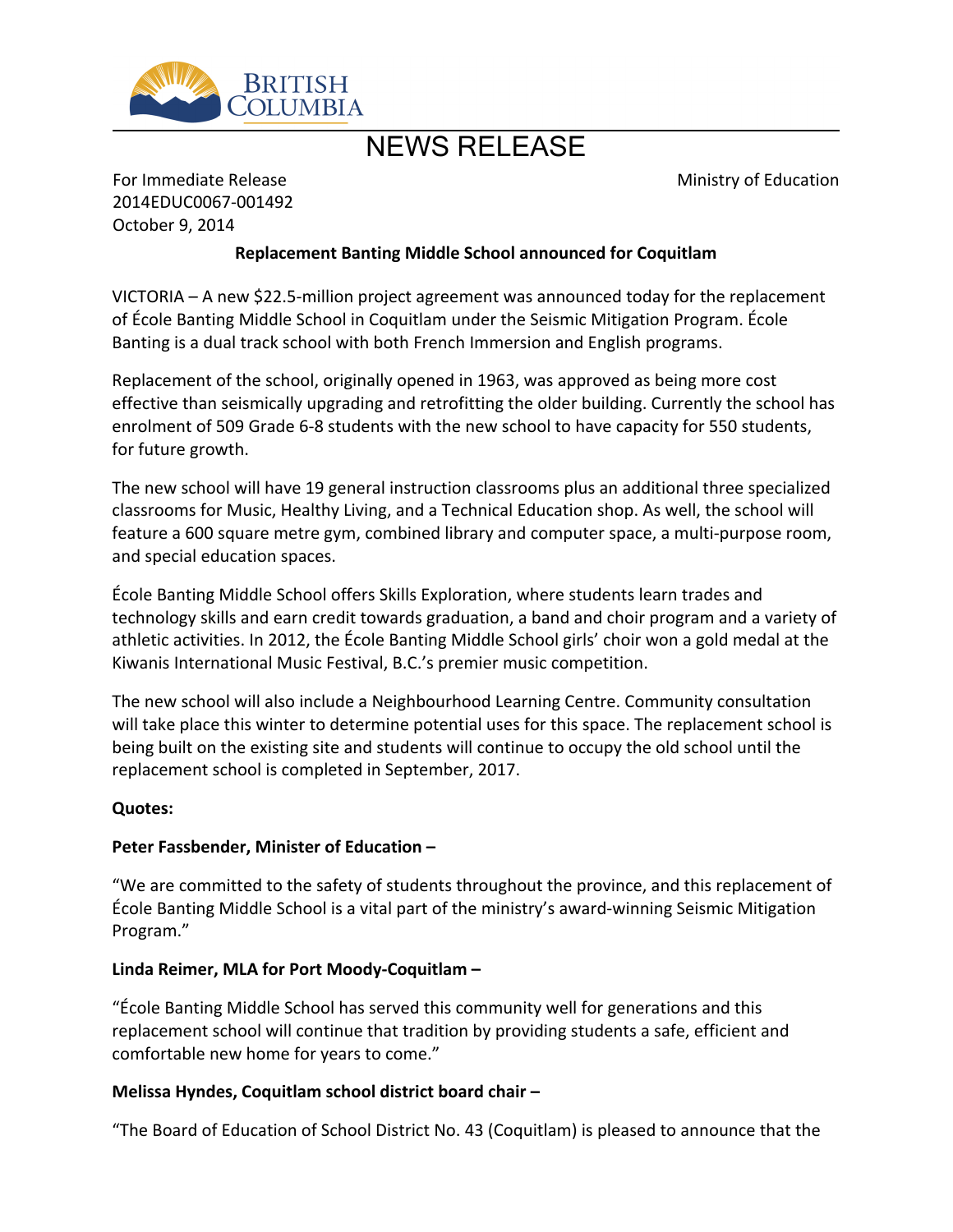BRITISH COLUMBIA

# NEWS RELEASE

For Immediate Release
2014EDUC0067-001492
October 9, 2014

Ministry of Education

**Replacement Banting Middle School announced for Coquitlam**

VICTORIA – A new $22.5-million project agreement was announced today for the replacement of École Banting Middle School in Coquitlam under the Seismic Mitigation Program. École Banting is a dual track school with both French Immersion and English programs.

Replacement of the school, originally opened in 1963, was approved as being more cost effective than seismically upgrading and retrofitting the older building. Currently the school has enrolment of 509 Grade 6-8 students with the new school to have capacity for 550 students, for future growth.

The new school will have 19 general instruction classrooms plus an additional three specialized classrooms for Music, Healthy Living, and a Technical Education shop. As well, the school will feature a 600 square metre gym, combined library and computer space, a multi-purpose room, and special education spaces.

École Banting Middle School offers Skills Exploration, where students learn trades and technology skills and earn credit towards graduation, a band and choir program and a variety of athletic activities. In 2012, the École Banting Middle School girls' choir won a gold medal at the Kiwanis International Music Festival, B.C.'s premier music competition.

The new school will also include a Neighbourhood Learning Centre. Community consultation will take place this winter to determine potential uses for this space. The replacement school is being built on the existing site and students will continue to occupy the old school until the replacement school is completed in September, 2017.

**Quotes:**

**Peter Fassbender, Minister of Education –**

"We are committed to the safety of students throughout the province, and this replacement of École Banting Middle School is a vital part of the ministry's award-winning Seismic Mitigation Program."

**Linda Reimer, MLA for Port Moody-Coquitlam –**

"École Banting Middle School has served this community well for generations and this replacement school will continue that tradition by providing students a safe, efficient and comfortable new home for years to come."

**Melissa Hyndes, Coquitlam school district board chair –**

"The Board of Education of School District No. 43 (Coquitlam) is pleased to announce that the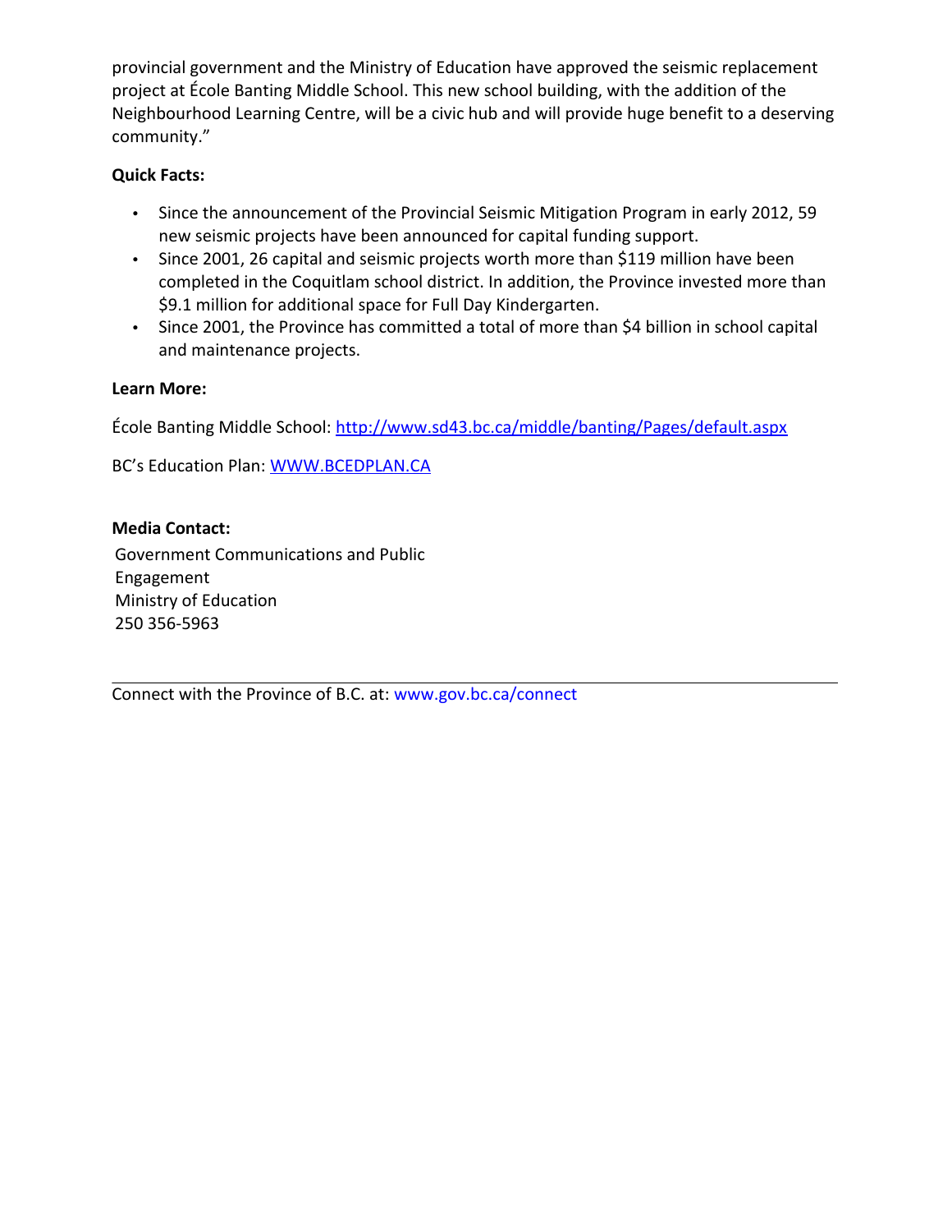provincial government and the Ministry of Education have approved the seismic replacement project at École Banting Middle School. This new school building, with the addition of the Neighbourhood Learning Centre, will be a civic hub and will provide huge benefit to a deserving community."

**Quick Facts:**

- Since the announcement of the Provincial Seismic Mitigation Program in early 2012, 59 new seismic projects have been announced for capital funding support.
- Since 2001, 26 capital and seismic projects worth more than $119 million have been completed in the Coquitlam school district. In addition, the Province invested more than $9.1 million for additional space for Full Day Kindergarten.
- Since 2001, the Province has committed a total of more than $4 billion in school capital and maintenance projects.

**Learn More:**

École Banting Middle School: http://www.sd43.bc.ca/middle/banting/Pages/default.aspx

BC's Education Plan: WWW.BCEDPLAN.CA

**Media Contact:**

Government Communications and Public Engagement
Ministry of Education
250 356-5963

---

Connect with the Province of B.C. at: www.gov.bc.ca/connect